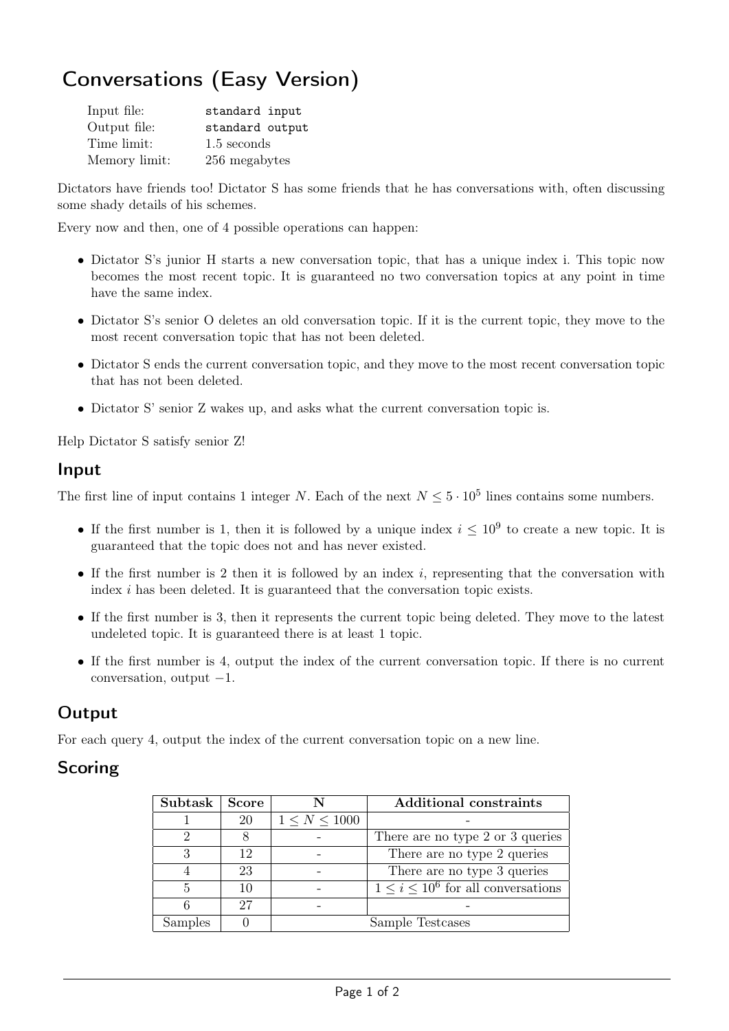# Conversations (Easy Version)

| | |
|---|---|
| Input file: | standard input |
| Output file: | standard output |
| Time limit: | 1.5 seconds |
| Memory limit: | 256 megabytes |

Dictators have friends too! Dictator S has some friends that he has conversations with, often discussing some shady details of his schemes.

Every now and then, one of 4 possible operations can happen:

- Dictator S's junior H starts a new conversation topic, that has a unique index i. This topic now becomes the most recent topic. It is guaranteed no two conversation topics at any point in time have the same index.
- Dictator S's senior O deletes an old conversation topic. If it is the current topic, they move to the most recent conversation topic that has not been deleted.
- Dictator S ends the current conversation topic, and they move to the most recent conversation topic that has not been deleted.
- Dictator S' senior Z wakes up, and asks what the current conversation topic is.

Help Dictator S satisfy senior Z!

## Input

The first line of input contains 1 integer $N$. Each of the next $N \leq 5 \cdot 10^5$ lines contains some numbers.

- If the first number is 1, then it is followed by a unique index $i \leq 10^9$ to create a new topic. It is guaranteed that the topic does not and has never existed.
- If the first number is 2 then it is followed by an index $i$, representing that the conversation with index $i$ has been deleted. It is guaranteed that the conversation topic exists.
- If the first number is 3, then it represents the current topic being deleted. They move to the latest undeleted topic. It is guaranteed there is at least 1 topic.
- If the first number is 4, output the index of the current conversation topic. If there is no current conversation, output $-1$.

## Output

For each query 4, output the index of the current conversation topic on a new line.

## Scoring

| Subtask | Score | N | Additional constraints |
|---|---|---|---|
| 1 | 20 | $1 \leq N \leq 1000$ | - |
| 2 | 8 | - | There are no type 2 or 3 queries |
| 3 | 12 | - | There are no type 2 queries |
| 4 | 23 | - | There are no type 3 queries |
| 5 | 10 | - | $1 \leq i \leq 10^6$ for all conversations |
| 6 | 27 | - | - |
| Samples | 0 | Sample Testcases | |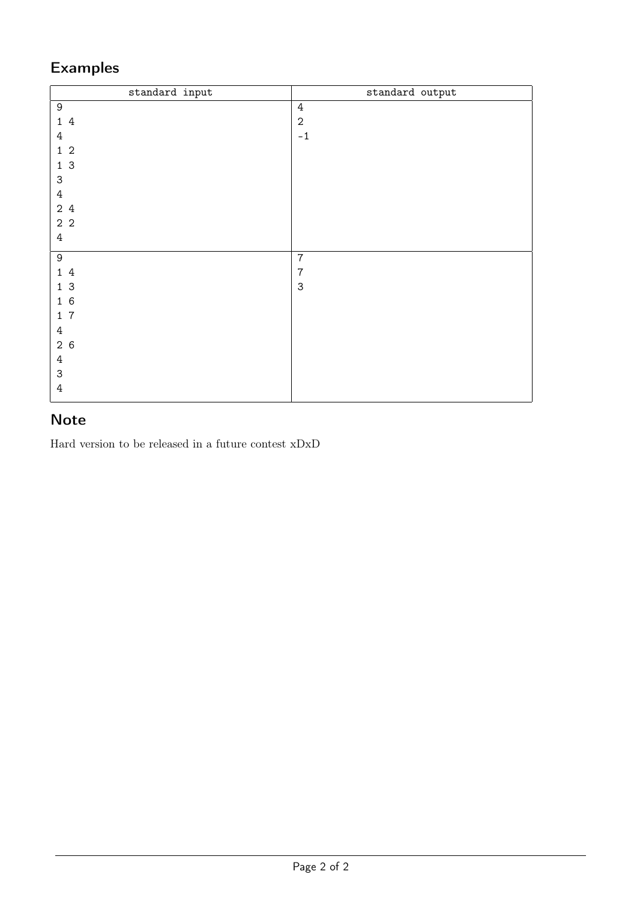## Examples

| standard input | standard output |
|---|---|
| 9<br>1 4<br>4<br>1 2<br>1 3<br>3<br>4<br>2 4<br>2 2<br>4 | 4<br>2<br>-1 |
| 9<br>1 4<br>1 3<br>1 6<br>1 7<br>4<br>2 6<br>4<br>3<br>4 | 7<br>7<br>3 |

## Note

Hard version to be released in a future contest xDxD